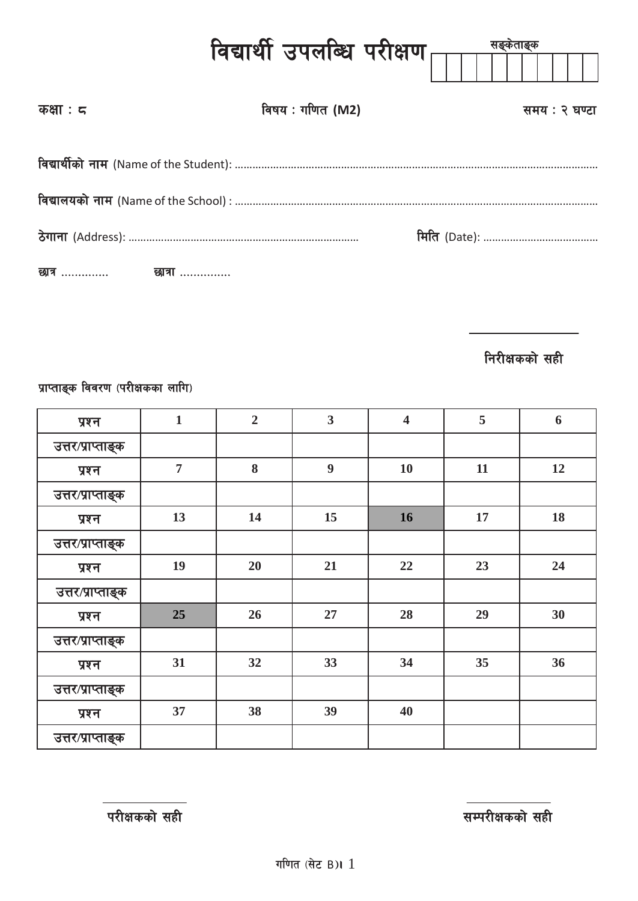# विद्यार्थी उपलब्धि परीक्षण

सङ्केताङ्क

| | | | | | | | | | | |
|---|---|---|---|---|---|---|---|---|---|---|
| | | | | | | | | | | |

**कक्षा : ८** **विषय : गणित (M2)** **समय : २ घण्टा**

**विद्यार्थीको नाम** (Name of the Student): ..........................................................................................................................................

**विद्यालयको नाम** (Name of the School) : ..........................................................................................................................................

**ठेगाना** (Address): ............................................................................... **मिति** (Date): .......................................

**छात्र** .............. **छात्रा** ...............

________________

**निरीक्षकको सही**

प्राप्ताङ्क विवरण (परीक्षकका लागि)

| प्रश्न | 1 | 2 | 3 | 4 | 5 | 6 |
|---|---|---|---|---|---|---|
| उत्तर/प्राप्ताङ्क | | | | | | |
| प्रश्न | 7 | 8 | 9 | 10 | 11 | 12 |
| उत्तर/प्राप्ताङ्क | | | | | | |
| प्रश्न | 13 | 14 | 15 | 16 | 17 | 18 |
| उत्तर/प्राप्ताङ्क | | | | | | |
| प्रश्न | 19 | 20 | 21 | 22 | 23 | 24 |
| उत्तर/प्राप्ताङ्क | | | | | | |
| प्रश्न | 25 | 26 | 27 | 28 | 29 | 30 |
| उत्तर/प्राप्ताङ्क | | | | | | |
| प्रश्न | 31 | 32 | 33 | 34 | 35 | 36 |
| उत्तर/प्राप्ताङ्क | | | | | | |
| प्रश्न | 37 | 38 | 39 | 40 | | |
| उत्तर/प्राप्ताङ्क | | | | | | |

________________ ________________

**परीक्षकको सही** **सम्परीक्षकको सही**

गणित (सेट B)।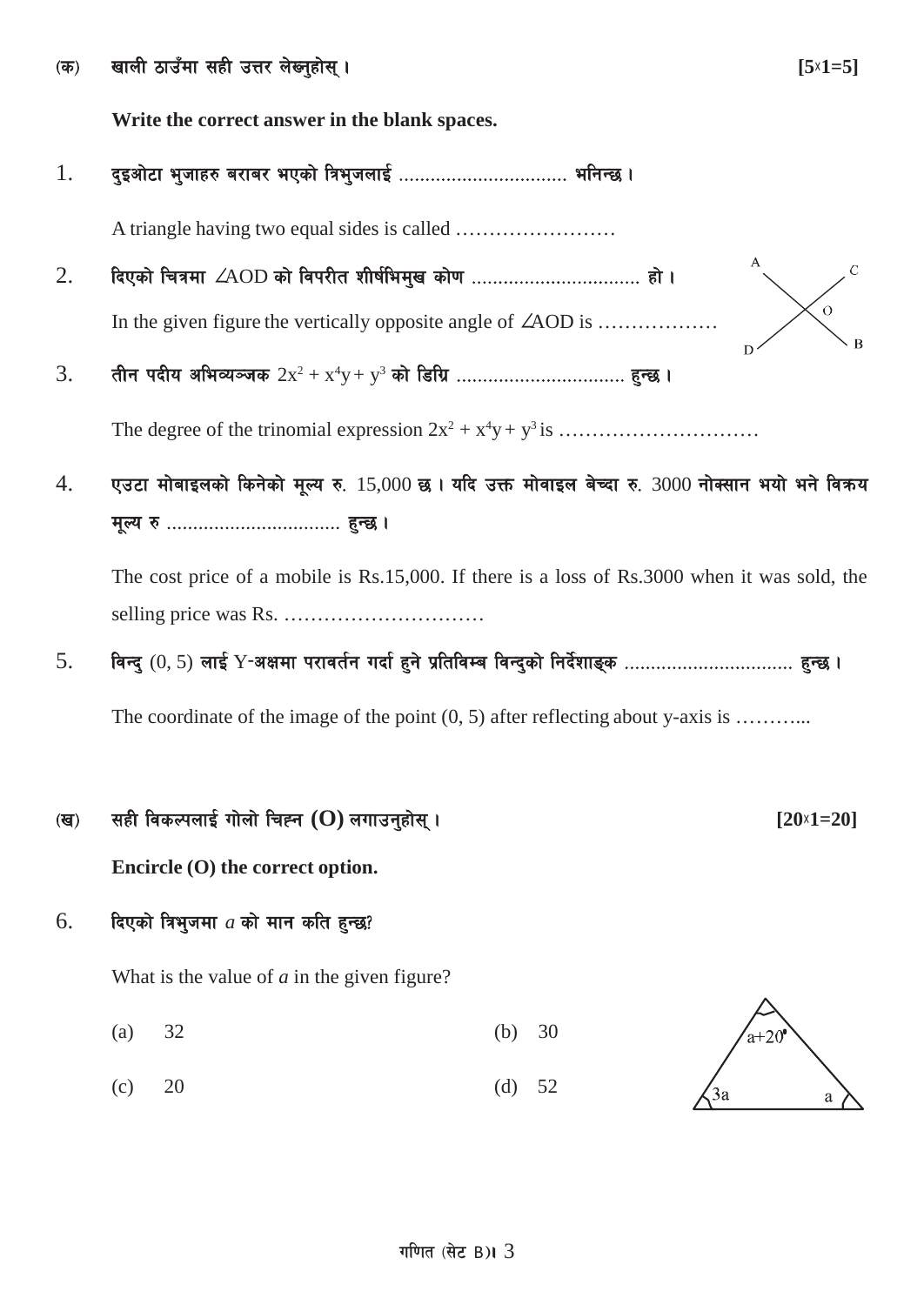(क) खाली ठाउँमा सही उत्तर लेख्नुहोस् । **[5x1=5]**

**Write the correct answer in the blank spaces.**

1. दुइओटा भुजाहरु बराबर भएको त्रिभुजलाई ................................ भनिन्छ ।

   A triangle having two equal sides is called ……………………

2. दिएको चित्रमा $\angle AOD$ को विपरीत शीर्षभिमुख कोण ................................ हो ।

   In the given figure the vertically opposite angle of $\angle AOD$ is ………………

3. तीन पदीय अभिव्यञ्जक $2x^2 + x^4y + y^3$ को डिग्रि ................................ हुन्छ ।

   The degree of the trinomial expression $2x^2 + x^4y + y^3$ is …………………………

4. एउटा मोबाइलको किनेको मूल्य रु. 15,000 छ । यदि उक्त मोवाइल बेच्दा रु. 3000 नोक्सान भयो भने विक्रय मूल्य रु ................................ हुन्छ ।

   The cost price of a mobile is Rs.15,000. If there is a loss of Rs.3000 when it was sold, the selling price was Rs. …………………………

5. विन्दु (0, 5) लाई Y-अक्षमा परावर्तन गर्दा हुने प्रतिविम्ब विन्दुको निर्देशाङ्क ................................ हुन्छ ।

   The coordinate of the image of the point (0, 5) after reflecting about y-axis is ………..

(ख) सही विकल्पलाई गोलो चिह्न **(O)** लगाउनुहोस् । **[20x1=20]**

**Encircle (O) the correct option.**

6. दिएको त्रिभुजमा *a* को मान कति हुन्छ?

   What is the value of *a* in the given figure?

   (a) 32 (b) 30

   (c) 20 (d) 52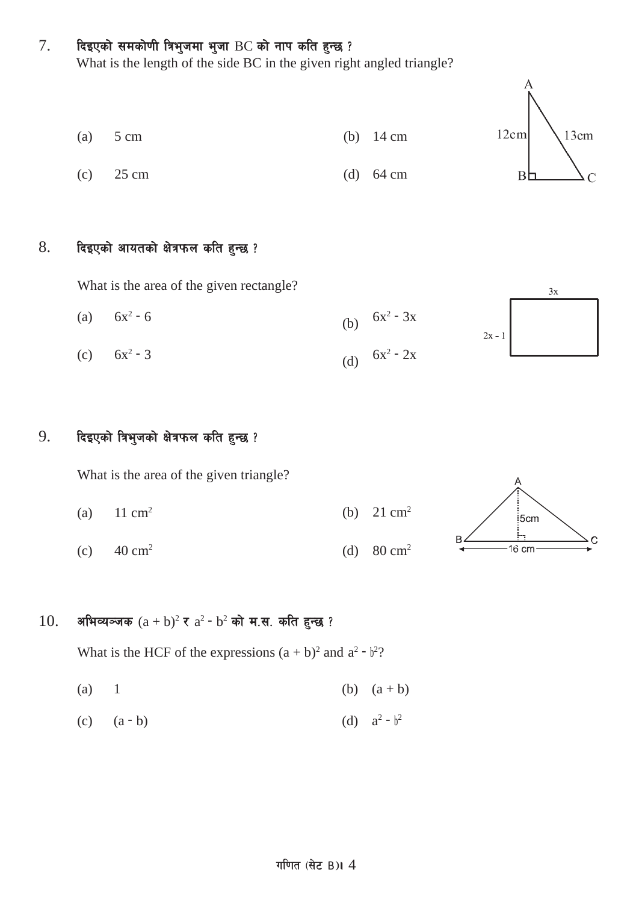7. दिइएको समकोणी त्रिभुजमा भुजा BC को नाप कति हुन्छ ?

What is the length of the side BC in the given right angled triangle?

(a) 5 cm (b) 14 cm

(c) 25 cm (d) 64 cm

8. दिइएको आयतको क्षेत्रफल कति हुन्छ ?

What is the area of the given rectangle?

(a) $6x^2 - 6$ (b) $6x^2 - 3x$

(c) $6x^2 - 3$ (d) $6x^2 - 2x$

9. दिइएको त्रिभुजको क्षेत्रफल कति हुन्छ ?

What is the area of the given triangle?

(a) 11 $cm^2$ (b) 21 $cm^2$

(c) 40 $cm^2$ (d) 80 $cm^2$

10. अभिव्यञ्जक $(a + b)^2$ र $a^2 - b^2$ को म.स. कति हुन्छ ?

What is the HCF of the expressions $(a + b)^2$ and $a^2 - b^2$?

(a) 1 (b) $(a + b)$

(c) $(a - b)$ (d) $a^2 - b^2$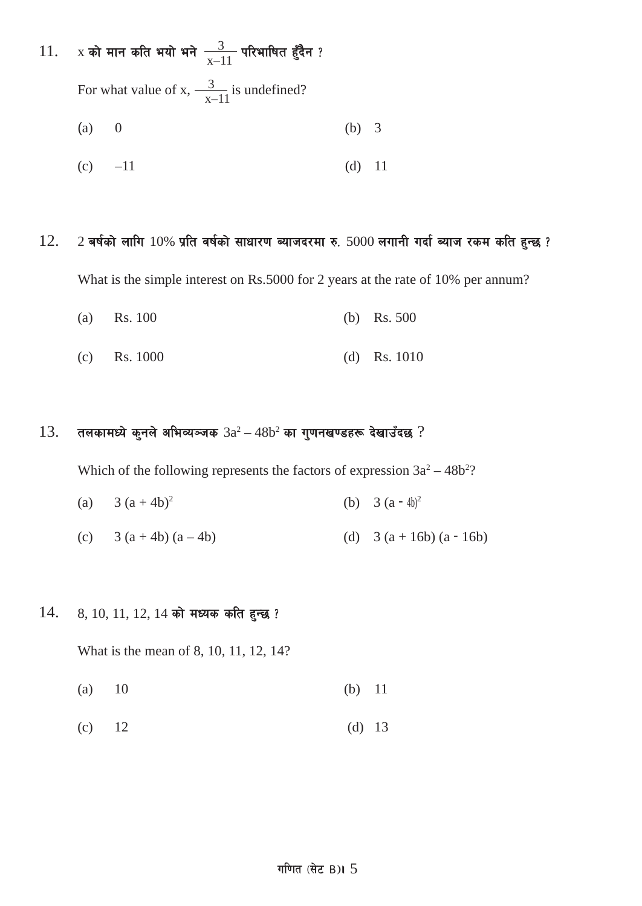11. x को मान कति भयो भने $\frac{3}{x-11}$ परिभाषित हुँदैन ?

    For what value of x, $\frac{3}{x-11}$ is undefined?

    (a) 0 (b) 3

    (c) –11 (d) 11

12. 2 बर्षको लागि 10% प्रति वर्षको साधारण ब्याजदरमा रु. 5000 लगानी गर्दा ब्याज रकम कति हुन्छ ?

    What is the simple interest on Rs.5000 for 2 years at the rate of 10% per annum?

    (a) Rs. 100 (b) Rs. 500

    (c) Rs. 1000 (d) Rs. 1010

13. तलकामध्ये कुनले अभिव्यञ्जक $3a^2 - 48b^2$ का गुणनखण्डहरू देखाउँदछ ?

    Which of the following represents the factors of expression $3a^2 - 48b^2$?

    (a) $3(a + 4b)^2$ (b) $3(a - 4b)^2$

    (c) $3(a + 4b)(a - 4b)$ (d) $3(a + 16b)(a - 16b)$

14. 8, 10, 11, 12, 14 को मध्यक कति हुन्छ ?

    What is the mean of 8, 10, 11, 12, 14?

    (a) 10 (b) 11

    (c) 12 (d) 13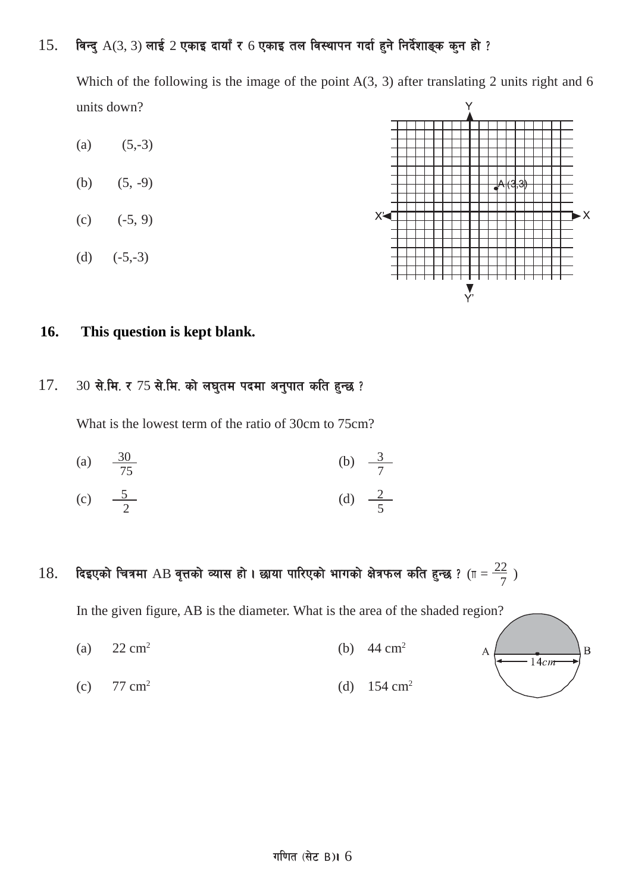15. विन्दु A(3, 3) लाई 2 एकाइ दायाँ र 6 एकाइ तल विस्थापन गर्दा हुने निर्देशाङ्क कुन हो ?

Which of the following is the image of the point A(3, 3) after translating 2 units right and 6 units down?

(a) (5,-3)

(b) (5, -9)

(c) (-5, 9)

(d) (-5,-3)

**16. This question is kept blank.**

17. 30 से.मि. र 75 से.मि. को लघुतम पदमा अनुपात कति हुन्छ ?

What is the lowest term of the ratio of 30cm to 75cm?

(a) $\frac{30}{75}$ (b) $\frac{3}{7}$

(c) $\frac{5}{2}$ (d) $\frac{2}{5}$

18. दिइएको चित्रमा AB वृत्तको व्यास हो । छाया पारिएको भागको क्षेत्रफल कति हुन्छ ? ($\pi = \frac{22}{7}$ )

In the given figure, AB is the diameter. What is the area of the shaded region?

(a) 22 cm$^2$ (b) 44 cm$^2$

(c) 77 cm$^2$ (d) 154 cm$^2$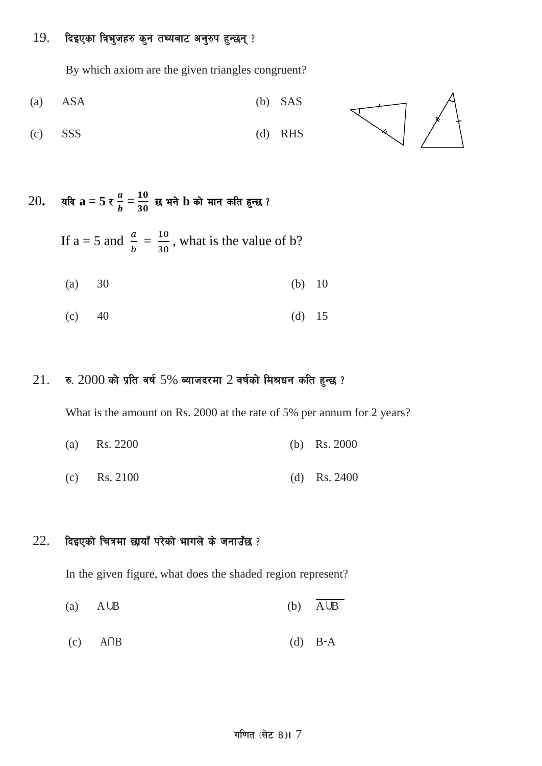19. दिइएका त्रिभुजहरु कुन तथ्यबाट अनुरुप हुन्छन् ?

By which axiom are the given triangles congruent?

(a) ASA (b) SAS

(c) SSS (d) RHS

20. यदि $a = 5$ र $\frac{a}{b} = \frac{10}{30}$ छ भने b को मान कति हुन्छ ?

If $a = 5$ and $\frac{a}{b} = \frac{10}{30}$, what is the value of b?

(a) 30 (b) 10

(c) 40 (d) 15

21. रु. 2000 को प्रति वर्ष 5% ब्याजदरमा 2 वर्षको मिश्रधन कति हुन्छ ?

What is the amount on Rs. 2000 at the rate of 5% per annum for 2 years?

(a) Rs. 2200 (b) Rs. 2000

(c) Rs. 2100 (d) Rs. 2400

22. दिइएको चित्रमा छायाँ परेको भागले के जनाउँछ ?

In the given figure, what does the shaded region represent?

(a) $A \cup B$ (b) $\overline{A \cup B}$

(c) $A \cap B$ (d) B-A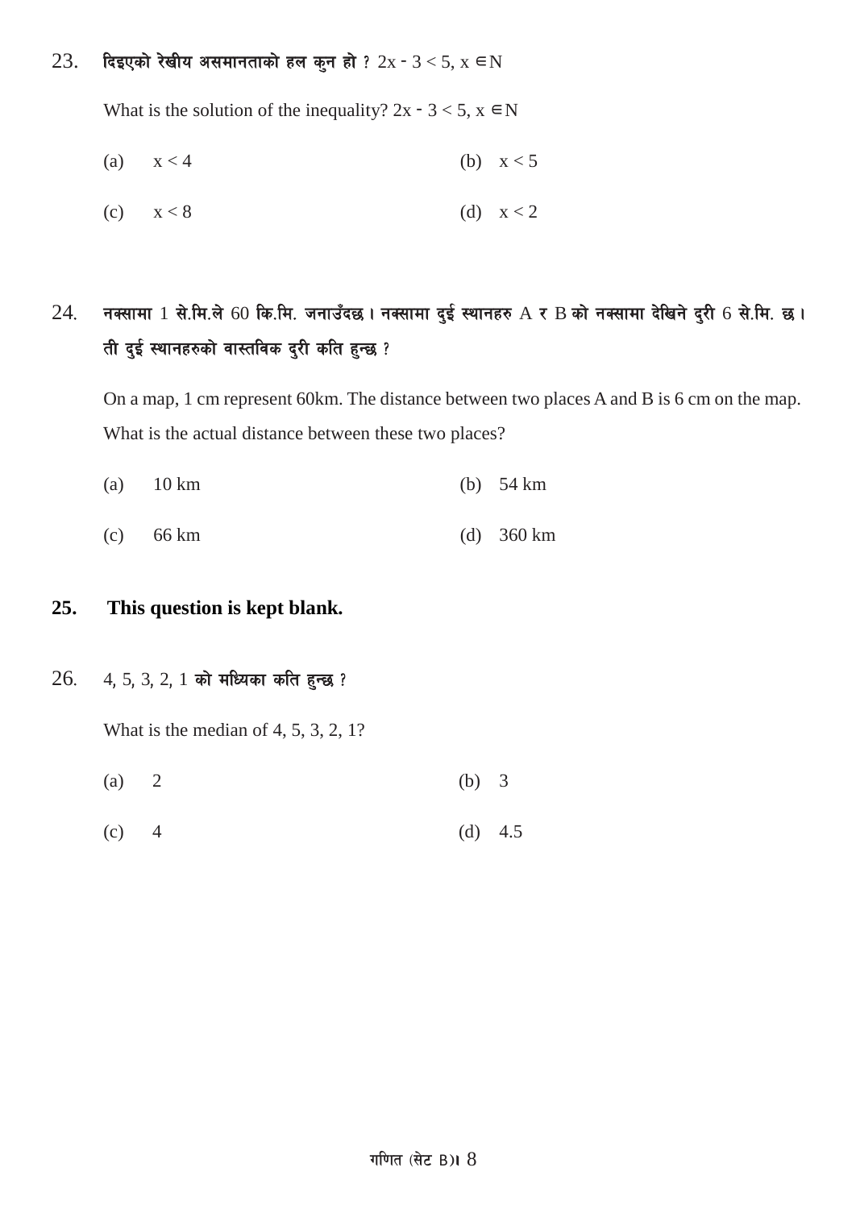23. दिइएको रेखीय असमानताको हल कुन हो ? $2x - 3 < 5, x \in N$

What is the solution of the inequality? $2x - 3 < 5, x \in N$

(a) $x < 4$ (b) $x < 5$

(c) $x < 8$ (d) $x < 2$

24. नक्सामा 1 से.मि.ले 60 कि.मि. जनाउँदछ। नक्सामा दुई स्थानहरु A र B को नक्सामा देखिने दुरी 6 से.मि. छ। ती दुई स्थानहरुको वास्तविक दुरी कति हुन्छ ?

On a map, 1 cm represent 60km. The distance between two places A and B is 6 cm on the map. What is the actual distance between these two places?

(a) 10 km (b) 54 km

(c) 66 km (d) 360 km

**25. This question is kept blank.**

26. 4, 5, 3, 2, 1 को मध्यिका कति हुन्छ ?

What is the median of 4, 5, 3, 2, 1?

(a) 2 (b) 3

(c) 4 (d) 4.5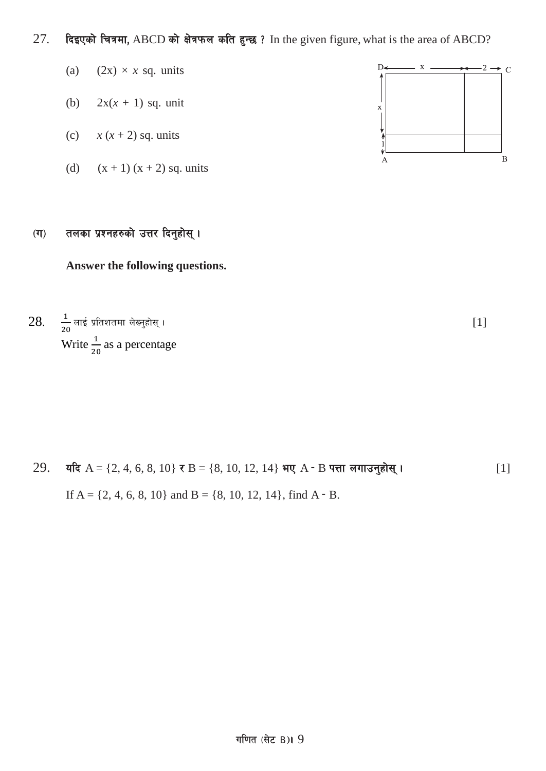27. **दिइएको चित्रमा,** ABCD **को क्षेत्रफल कति हुन्छ ?** In the given figure, what is the area of ABCD?

(a) $(2x) \times x$ sq. units

(b) $2x(x + 1)$ sq. unit

(c) $x(x + 2)$ sq. units

(d) $(x + 1)(x + 2)$ sq. units

**(ग) तलका प्रश्नहरुको उत्तर दिनुहोस् ।**

**Answer the following questions.**

28. $\frac{1}{20}$ लाई प्रतिशतमा लेख्नुहोस् । [1]

Write $\frac{1}{20}$ as a percentage

29. **यदि** A = {2, 4, 6, 8, 10} **र** B = {8, 10, 12, 14} **भए** A - B **पत्ता लगाउनुहोस् ।** [1]

If A = {2, 4, 6, 8, 10} and B = {8, 10, 12, 14}, find A - B.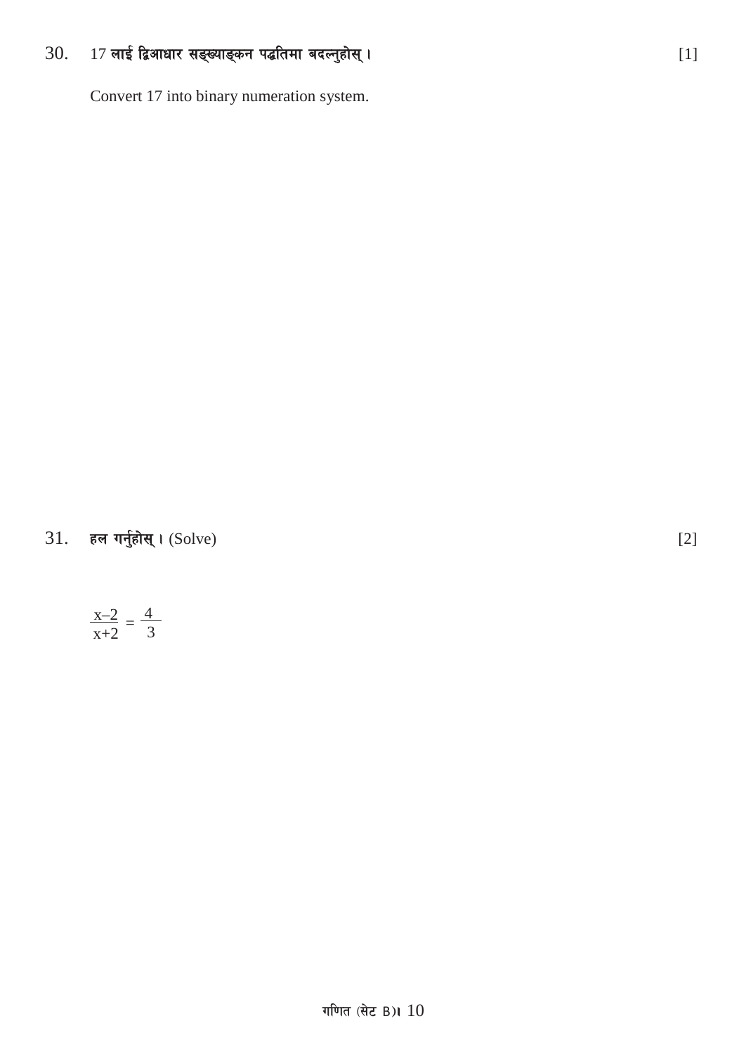30. 17 लाई द्विआधार सङ्ख्याङ्कन पद्धतिमा बदल्नुहोस् । [1]

Convert 17 into binary numeration system.

31. हल गर्नुहोस् । (Solve) [2]

$$\frac{x-2}{x+2} = \frac{4}{3}$$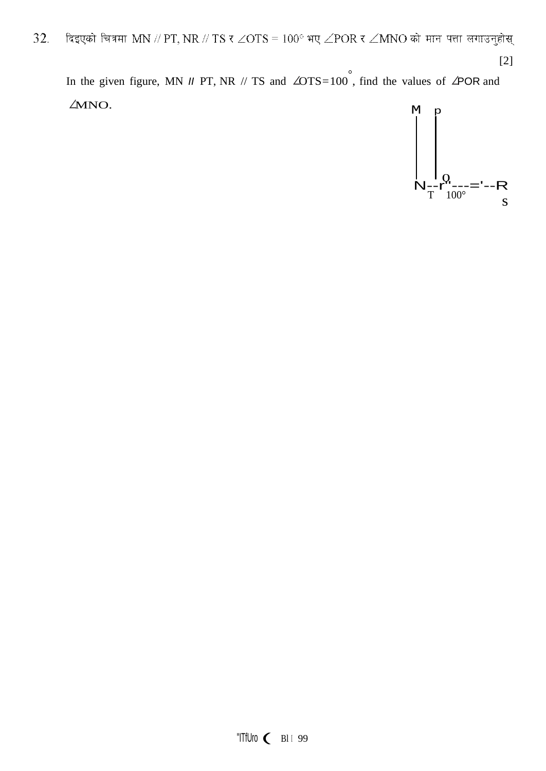32. दिइएको चित्रमा MN // PT, NR // TS र $\angle OTS = 100°$ भए $\angle POR$ र $\angle MNO$ को मान पत्ता लगाउनुहोस् [2]

In the given figure, MN // PT, NR // TS and $\angle OTS = 100°$, find the values of $\angle POR$ and $\angle MNO$.

M p

O

N T 100° R

S

"ITfUro ( Bl l 99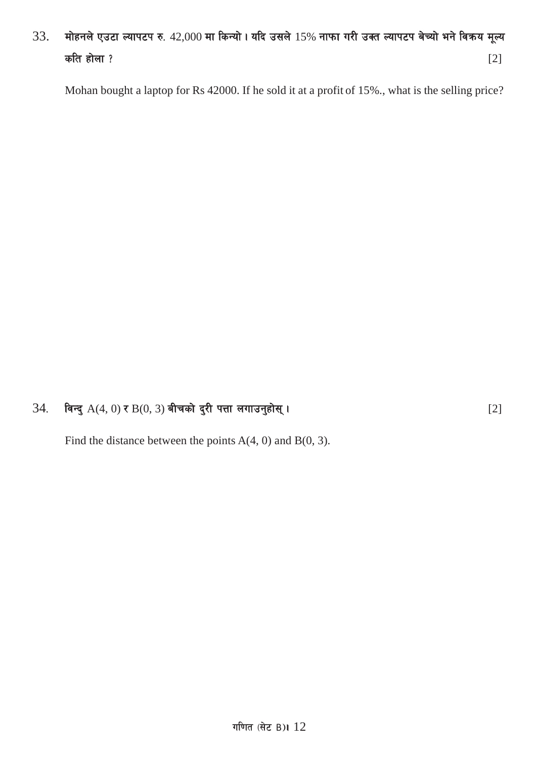33. मोहनले एउटा ल्यापटप रु. 42,000 मा किन्यो । यदि उसले 15% नाफा गरी उक्त ल्यापटप बेच्यो भने विक्रय मूल्य कति होला ? [2]

Mohan bought a laptop for Rs 42000. If he sold it at a profit of 15%., what is the selling price?

34. विन्दु A(4, 0) र B(0, 3) बीचको दुरी पत्ता लगाउनुहोस् । [2]

Find the distance between the points A(4, 0) and B(0, 3).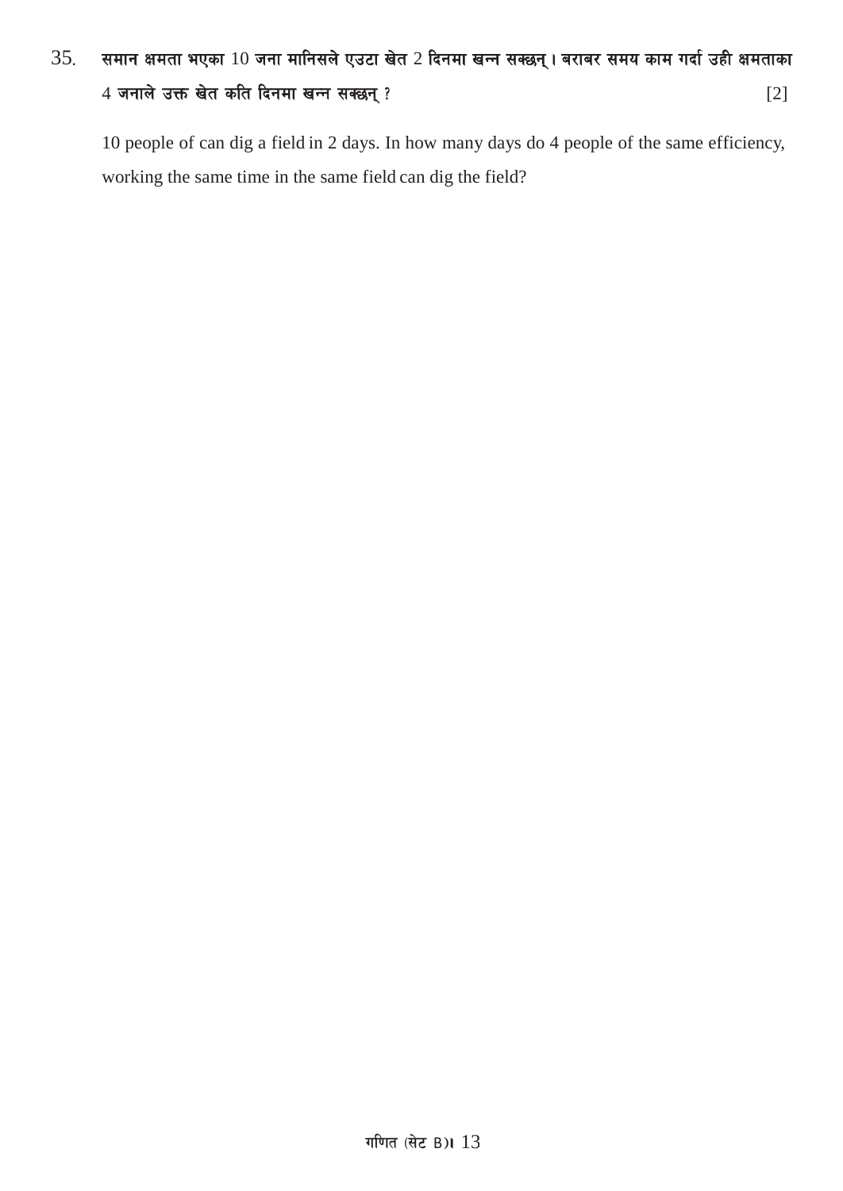35. **समान क्षमता भएका** 10 **जना मानिसले एउटा खेत** 2 **दिनमा खन्न सक्छन् । बराबर समय काम गर्दा उही क्षमताका** 4 **जनाले उक्त खेत कति दिनमा खन्न सक्छन् ?** [2]

10 people of can dig a field in 2 days. In how many days do 4 people of the same efficiency, working the same time in the same field can dig the field?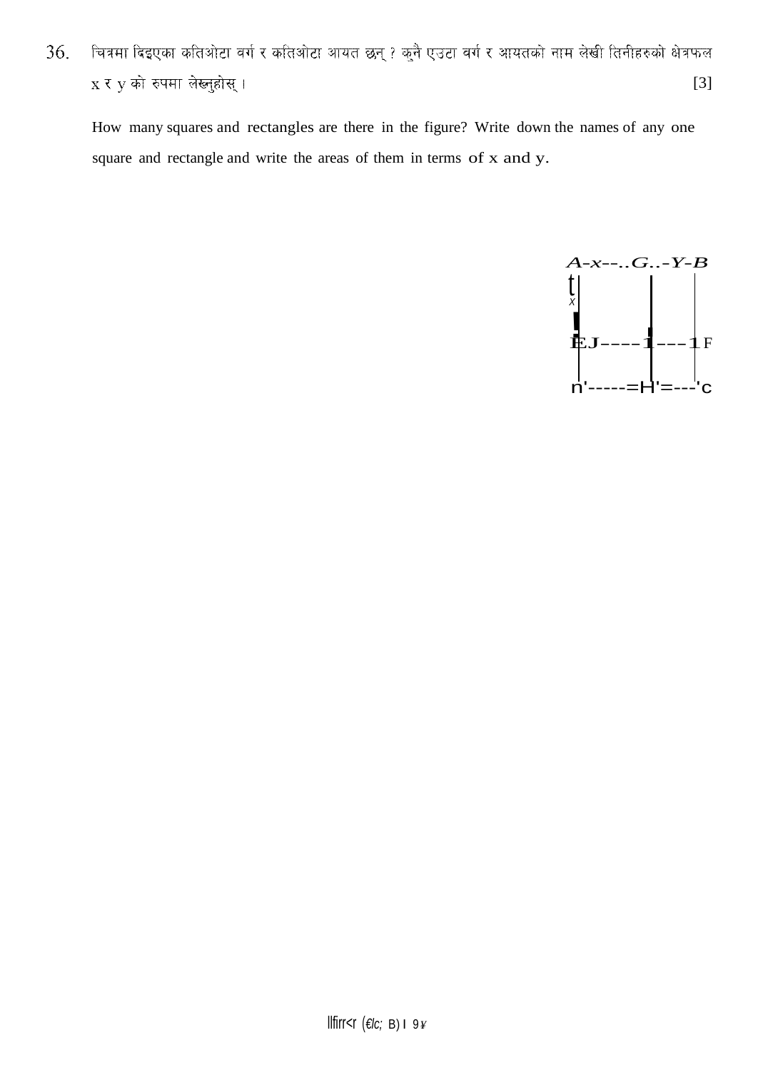36. चित्रमा दिइएका कतिओटा वर्ग र कतिओटा आयत छन् ? कुनै एउटा वर्ग र आयतको नाम लेखी तिनीहरुको क्षेत्रफल x र y को रुपमा लेख्नुहोस् । [3]

How many squares and rectangles are there in the figure? Write down the names of any one square and rectangle and write the areas of them in terms of x and y.

A-x--..G..-Y-B

x

EJ----1---1 F

n'-----=H'=---'c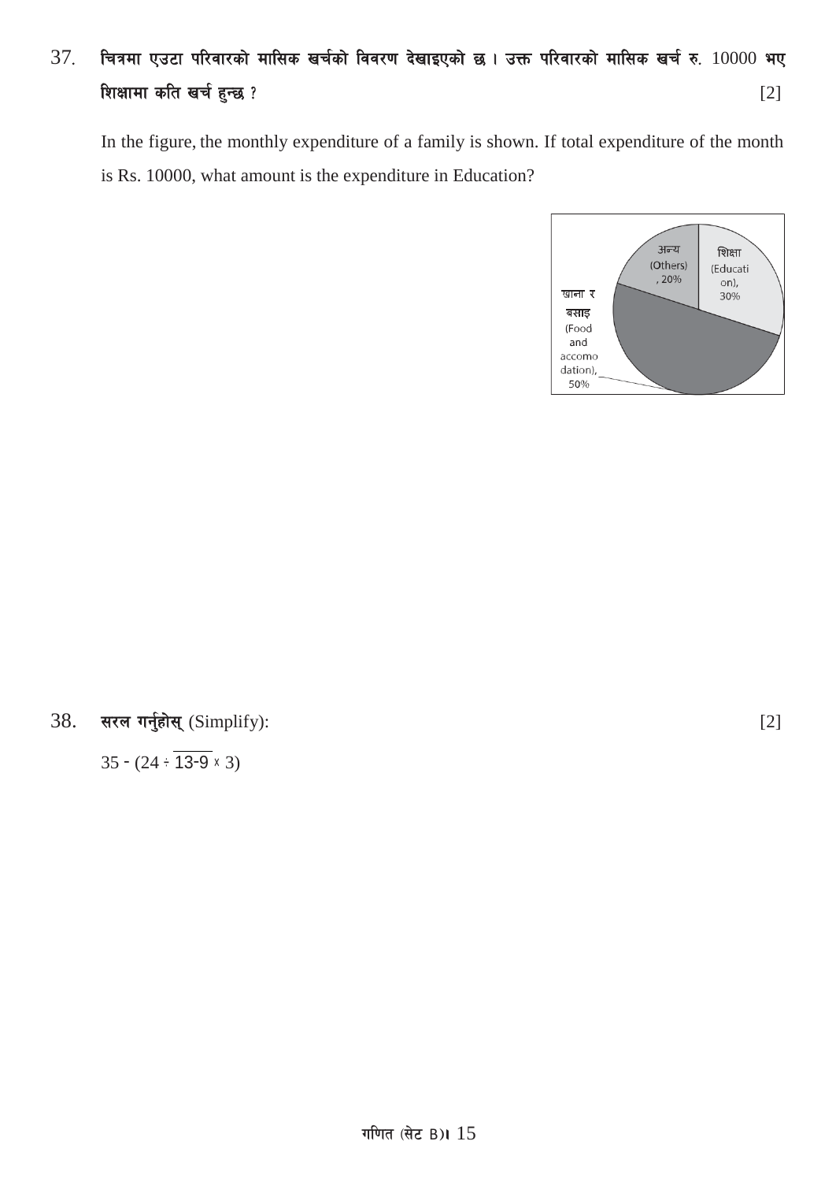37. चित्रमा एउटा परिवारको मासिक खर्चको विवरण देखाइएको छ । उक्त परिवारको मासिक खर्च रु. 10000 भए शिक्षामा कति खर्च हुन्छ ? [2]

In the figure, the monthly expenditure of a family is shown. If total expenditure of the month is Rs. 10000, what amount is the expenditure in Education?

अन्य (Others), 20%
शिक्षा (Education), 30%
खाना र बसाइ (Food and accomodation), 50%

38. सरल गर्नुहोस् (Simplify): [2]

$35 - (24 \div \overline{13-9} \times 3)$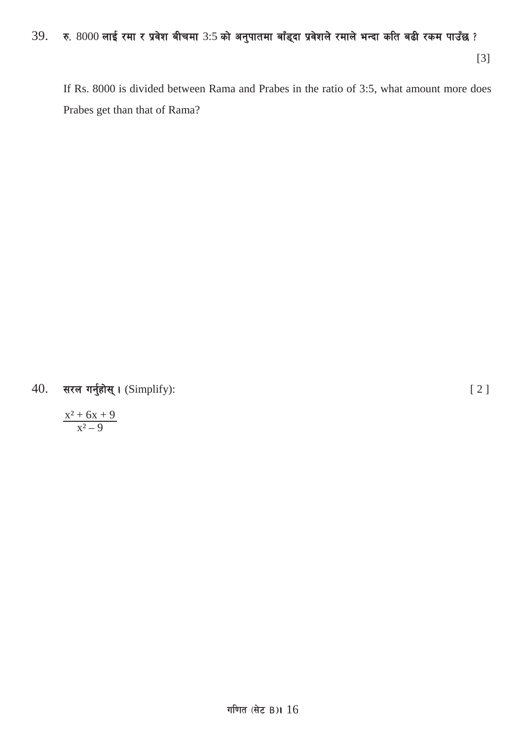39. रु. 8000 लाई रमा र प्रवेश बीचमा 3:5 को अनुपातमा बाँड्दा प्रवेशले रमाले भन्दा कति बढी रकम पाउँछ ? [3]

If Rs. 8000 is divided between Rama and Prabes in the ratio of 3:5, what amount more does Prabes get than that of Rama?

40. सरल गर्नुहोस् । (Simplify): [ 2 ]

$$\frac{x^2 + 6x + 9}{x^2 - 9}$$